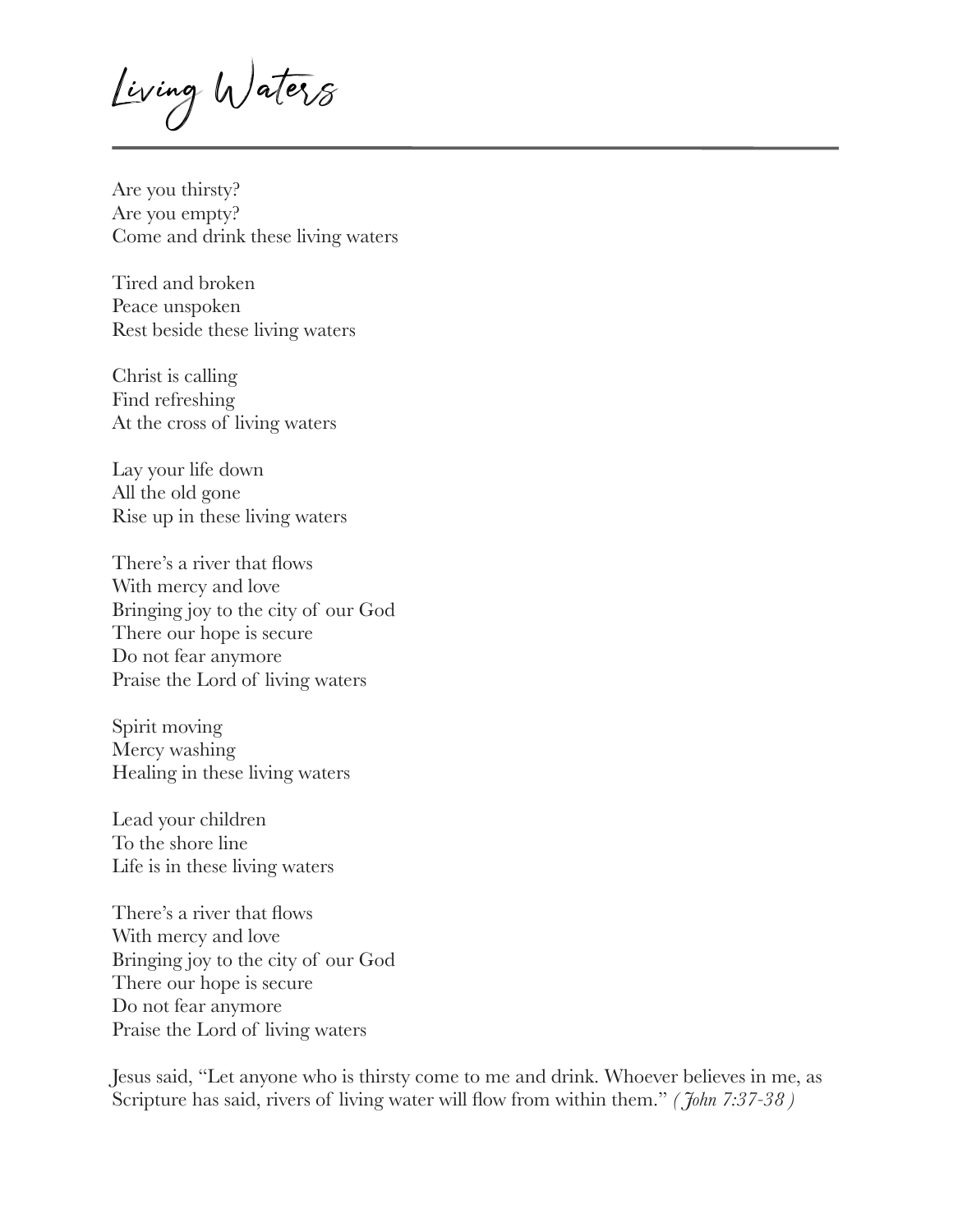# Living Waters

Are you thirsty?
Are you empty?
Come and drink these living waters

Tired and broken
Peace unspoken
Rest beside these living waters

Christ is calling
Find refreshing
At the cross of living waters

Lay your life down
All the old gone
Rise up in these living waters

There's a river that flows
With mercy and love
Bringing joy to the city of our God
There our hope is secure
Do not fear anymore
Praise the Lord of living waters

Spirit moving
Mercy washing
Healing in these living waters

Lead your children
To the shore line
Life is in these living waters

There's a river that flows
With mercy and love
Bringing joy to the city of our God
There our hope is secure
Do not fear anymore
Praise the Lord of living waters

Jesus said, "Let anyone who is thirsty come to me and drink. Whoever believes in me, as Scripture has said, rivers of living water will flow from within them." *(John 7:37-38)*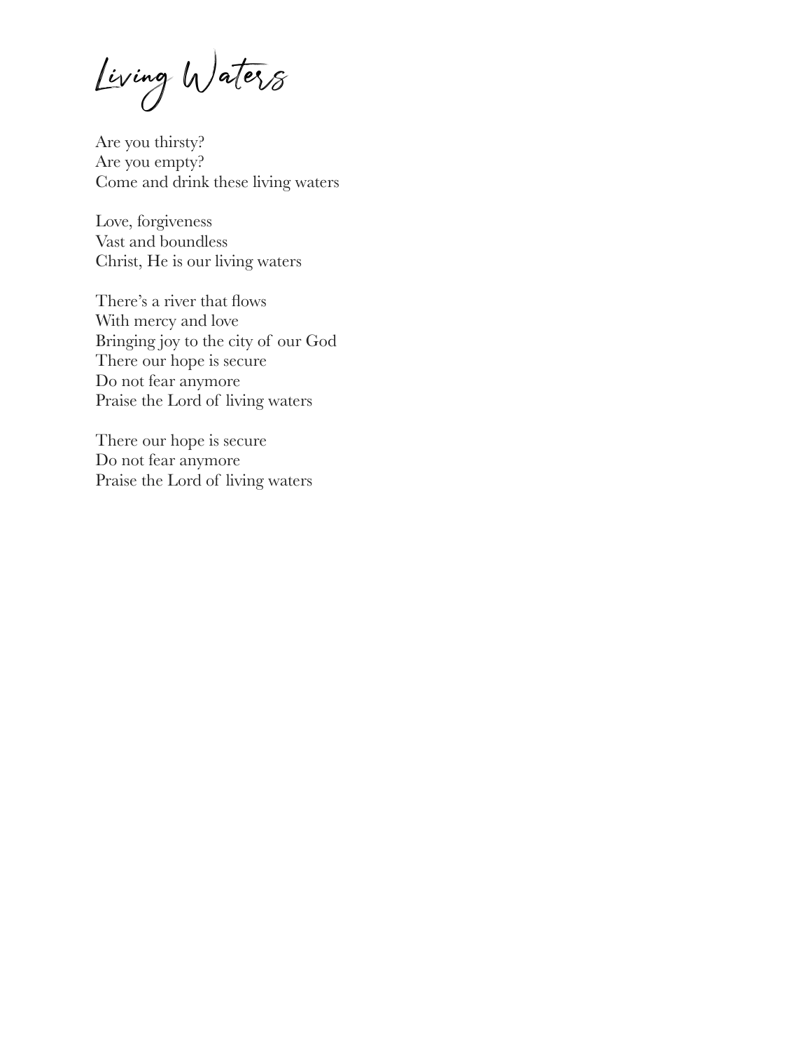# Living Waters

Are you thirsty?
Are you empty?
Come and drink these living waters

Love, forgiveness
Vast and boundless
Christ, He is our living waters

There's a river that flows
With mercy and love
Bringing joy to the city of our God
There our hope is secure
Do not fear anymore
Praise the Lord of living waters

There our hope is secure
Do not fear anymore
Praise the Lord of living waters